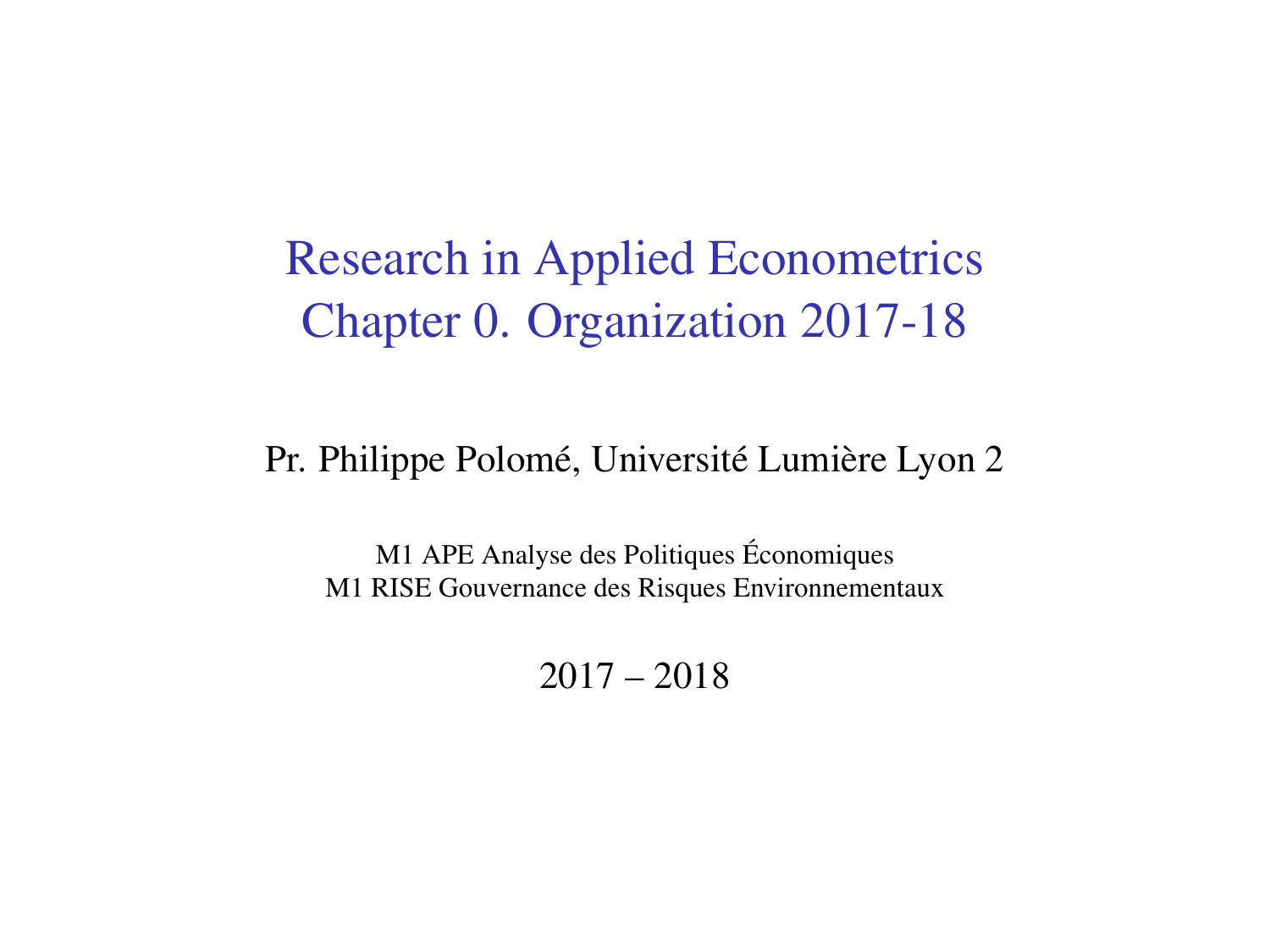# Research in Applied Econometrics
# Chapter 0. Organization 2017-18

Pr. Philippe Polomé, Université Lumière Lyon 2

M1 APE Analyse des Politiques Économiques
M1 RISE Gouvernance des Risques Environnementaux

2017 – 2018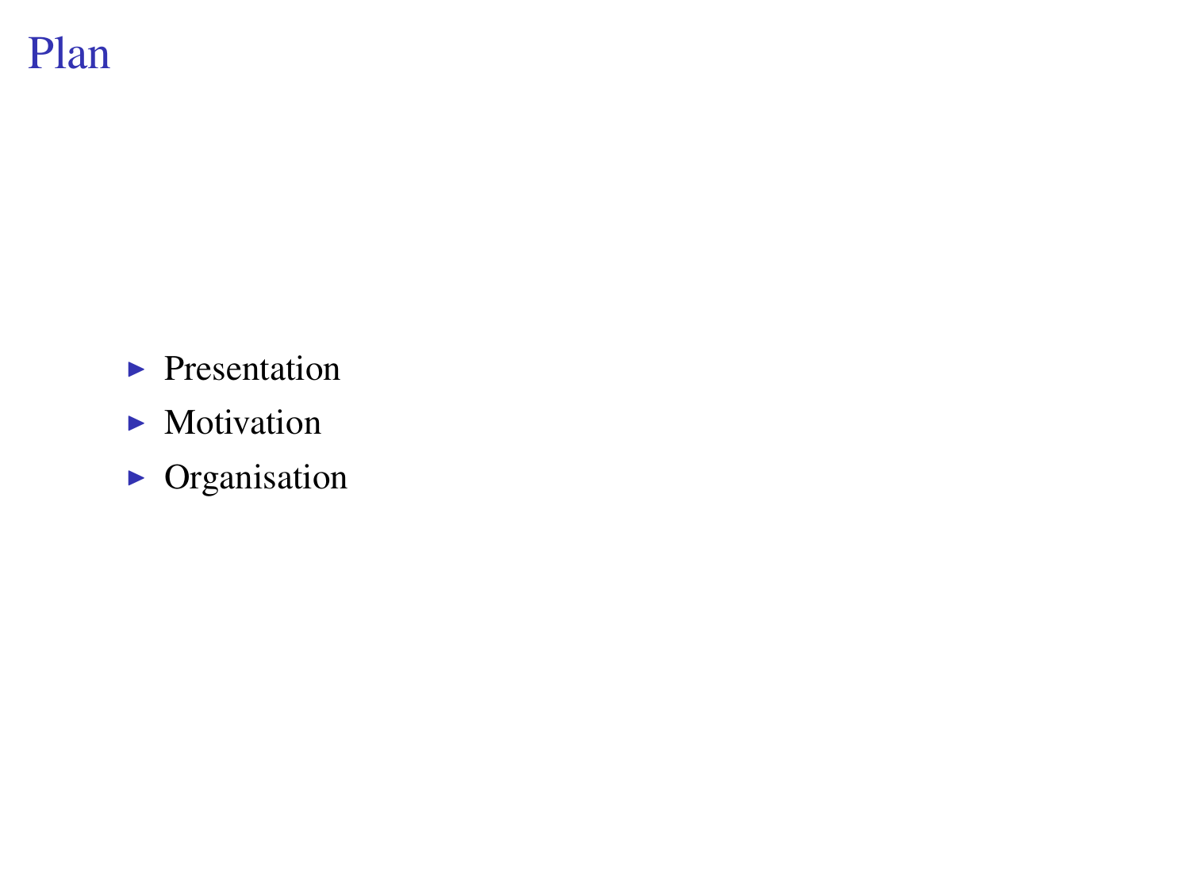# Plan

- Presentation
- Motivation
- Organisation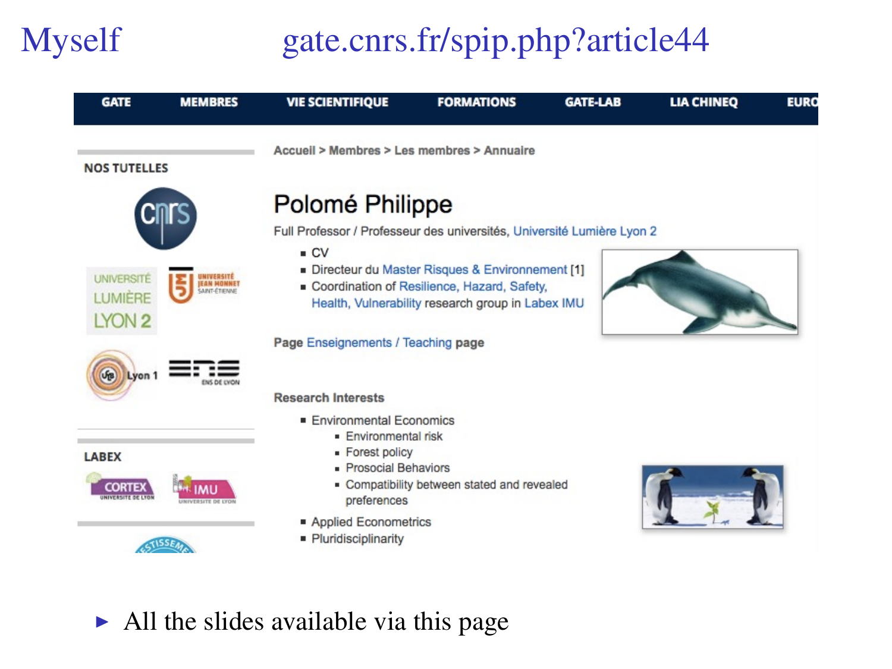# Myself

gate.cnrs.fr/spip.php?article44

GATE | MEMBRES | VIE SCIENTIFIQUE | FORMATIONS | GATE-LAB | LIA CHINEQ | EURO

NOS TUTELLES

Accueil > Membres > Les membres > Annuaire

## Polomé Philippe

Full Professor / Professeur des universités, Université Lumière Lyon 2

- CV
- Directeur du Master Risques & Environnement [1]
- Coordination of Resilience, Hazard, Safety, Health, Vulnerability research group in Labex IMU

Page Enseignements / Teaching page

LABEX

Research Interests

- Environmental Economics
  - Environmental risk
  - Forest policy
  - Prosocial Behaviors
  - Compatibility between stated and revealed preferences
- Applied Econometrics
- Pluridisciplinarity

---

- All the slides available via this page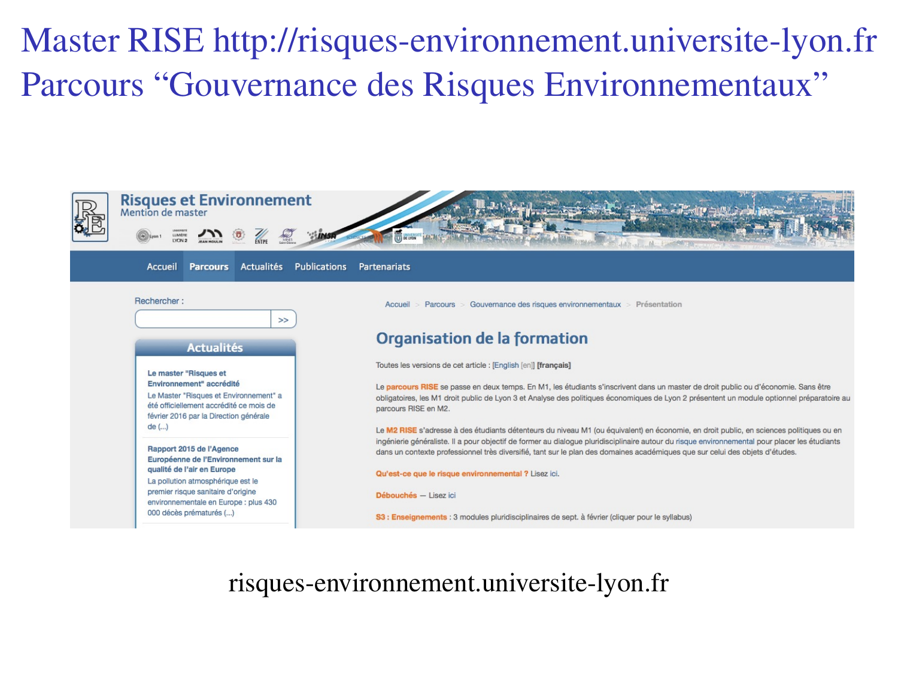# Master RISE http://risques-environnement.universite-lyon.fr
# Parcours “Gouvernance des Risques Environnementaux”

**Risques et Environnement**
Mention de master

Accueil | Parcours | Actualités | Publications | Partenariats

Rechercher :

**Actualités**

**Le master "Risques et Environnement" accrédité**
Le Master "Risques et Environnement" a été officiellement accrédité ce mois de février 2016 par la Direction générale de (...)

**Rapport 2015 de l'Agence Européenne de l'Environnement sur la qualité de l'air en Europe**
La pollution atmosphérique est le premier risque sanitaire d'origine environnementale en Europe : plus 430 000 décès prématurés (...)

Accueil > Parcours > Gouvernance des risques environnementaux > Présentation

## Organisation de la formation

Toutes les versions de cet article : [English [en]] [français]

Le parcours RISE se passe en deux temps. En M1, les étudiants s'inscrivent dans un master de droit public ou d'économie. Sans être obligatoires, les M1 droit public de Lyon 3 et Analyse des politiques économiques de Lyon 2 présentent un module optionnel préparatoire au parcours RISE en M2.

Le M2 RISE s'adresse à des étudiants détenteurs du niveau M1 (ou équivalent) en économie, en droit public, en sciences politiques ou en ingénierie généraliste. Il a pour objectif de former au dialogue pluridisciplinaire autour du risque environnemental pour placer les étudiants dans un contexte professionnel très diversifié, tant sur le plan des domaines académiques que sur celui des objets d'études.

**Qu'est-ce que le risque environnemental ?** Lisez ici.

**Débouchés** — Lisez ici

**S3 : Enseignements** : 3 modules pluridisciplinaires de sept. à février (cliquer pour le syllabus)

risques-environnement.universite-lyon.fr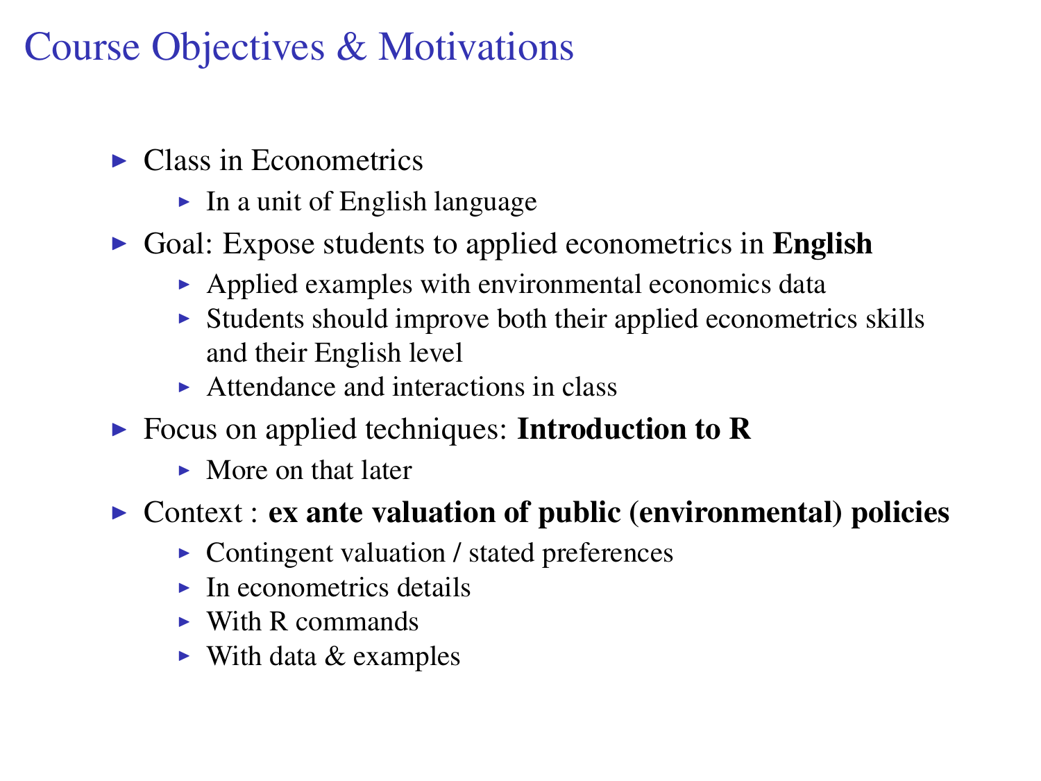# Course Objectives & Motivations

- Class in Econometrics
  - In a unit of English language
- Goal: Expose students to applied econometrics in **English**
  - Applied examples with environmental economics data
  - Students should improve both their applied econometrics skills and their English level
  - Attendance and interactions in class
- Focus on applied techniques: **Introduction to R**
  - More on that later
- Context : **ex ante valuation of public (environmental) policies**
  - Contingent valuation / stated preferences
  - In econometrics details
  - With R commands
  - With data & examples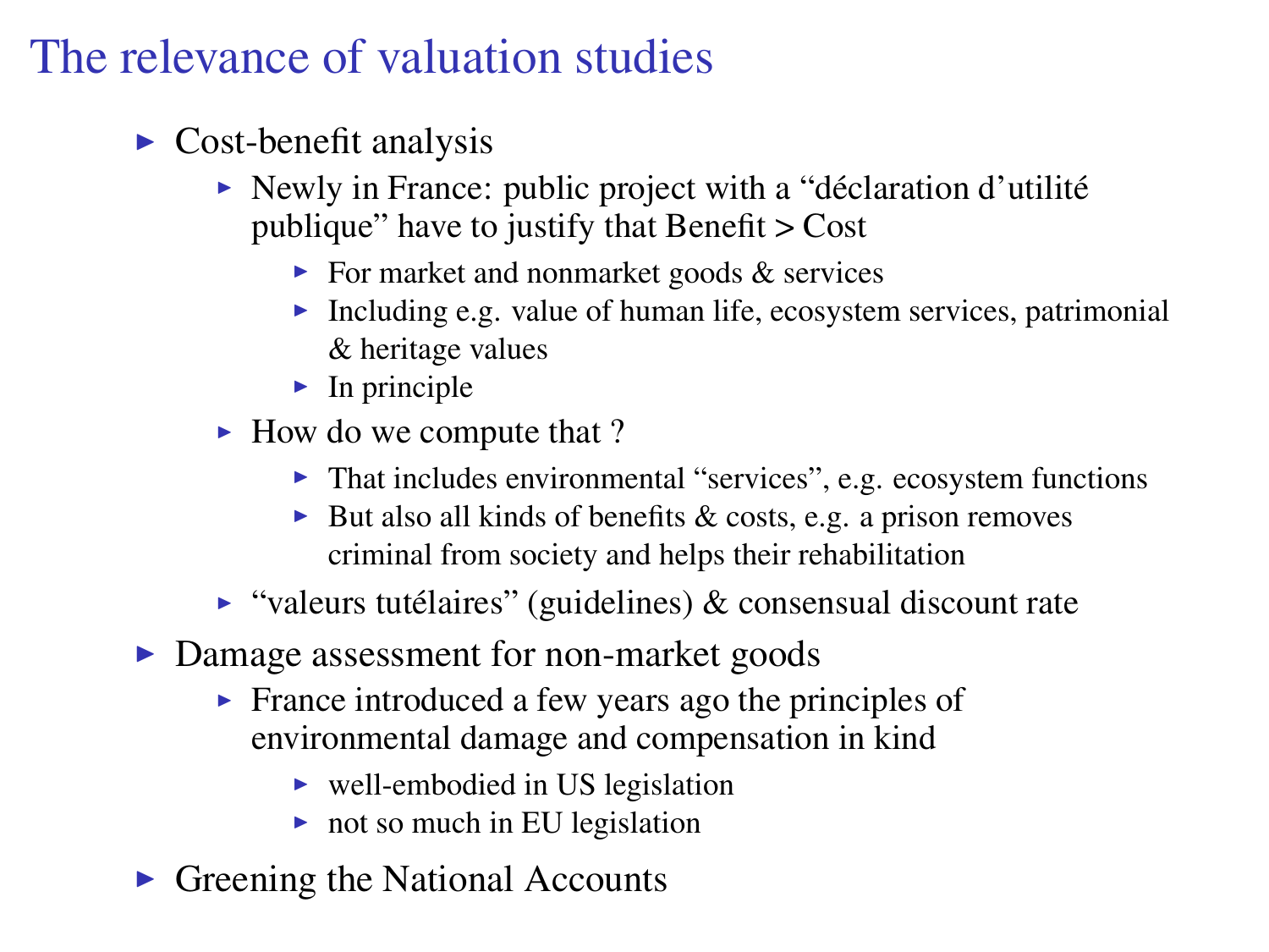# The relevance of valuation studies

- Cost-benefit analysis
  - Newly in France: public project with a “déclaration d’utilité publique” have to justify that Benefit > Cost
    - For market and nonmarket goods & services
    - Including e.g. value of human life, ecosystem services, patrimonial & heritage values
    - In principle
  - How do we compute that ?
    - That includes environmental “services”, e.g. ecosystem functions
    - But also all kinds of benefits & costs, e.g. a prison removes criminal from society and helps their rehabilitation
  - “valeurs tutélaires” (guidelines) & consensual discount rate
- Damage assessment for non-market goods
  - France introduced a few years ago the principles of environmental damage and compensation in kind
    - well-embodied in US legislation
    - not so much in EU legislation
- Greening the National Accounts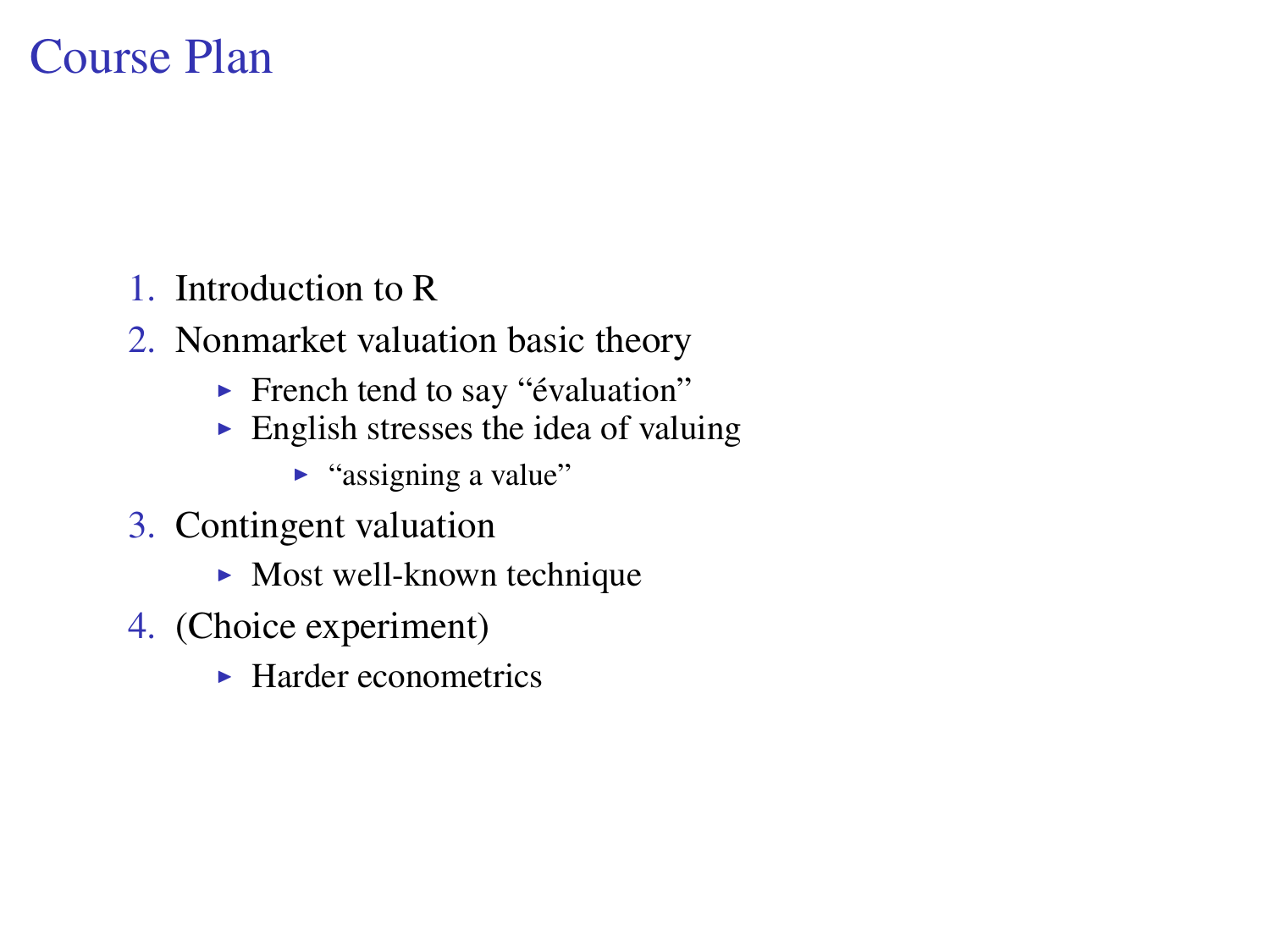# Course Plan

1. Introduction to R
2. Nonmarket valuation basic theory
   - French tend to say “évaluation”
   - English stresses the idea of valuing
     - “assigning a value”
3. Contingent valuation
   - Most well-known technique
4. (Choice experiment)
   - Harder econometrics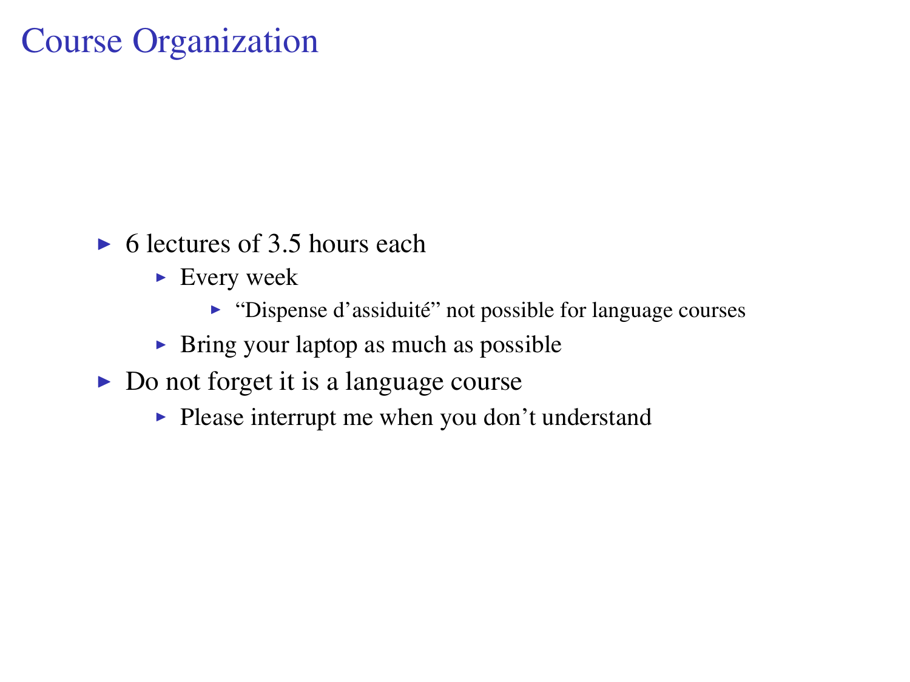# Course Organization

- 6 lectures of 3.5 hours each
  - Every week
    - "Dispense d'assiduité" not possible for language courses
  - Bring your laptop as much as possible
- Do not forget it is a language course
  - Please interrupt me when you don't understand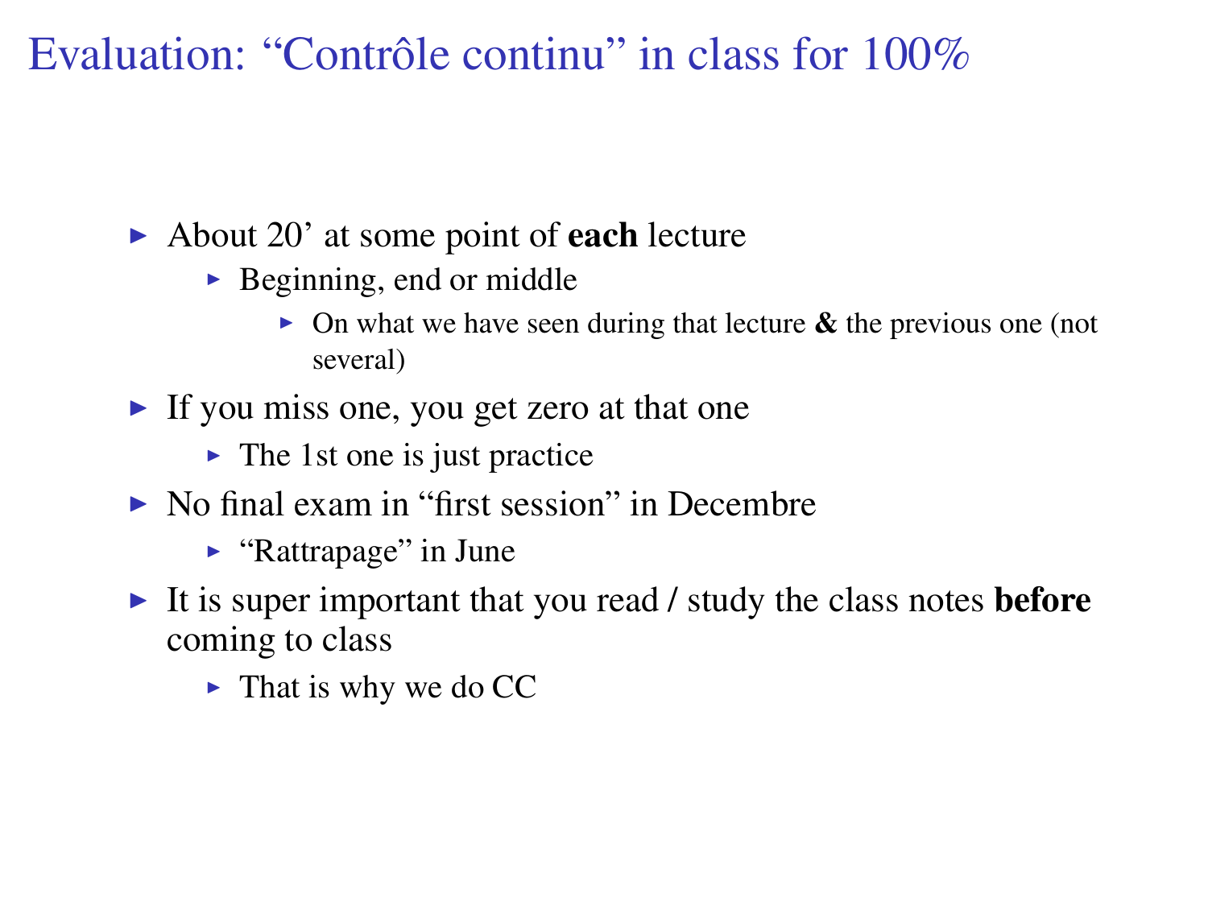# Evaluation: "Contrôle continu" in class for 100%

- About 20' at some point of **each** lecture
  - Beginning, end or middle
    - On what we have seen during that lecture **&** the previous one (not several)
- If you miss one, you get zero at that one
  - The 1st one is just practice
- No final exam in "first session" in Decembre
  - "Rattrapage" in June
- It is super important that you read / study the class notes **before** coming to class
  - That is why we do CC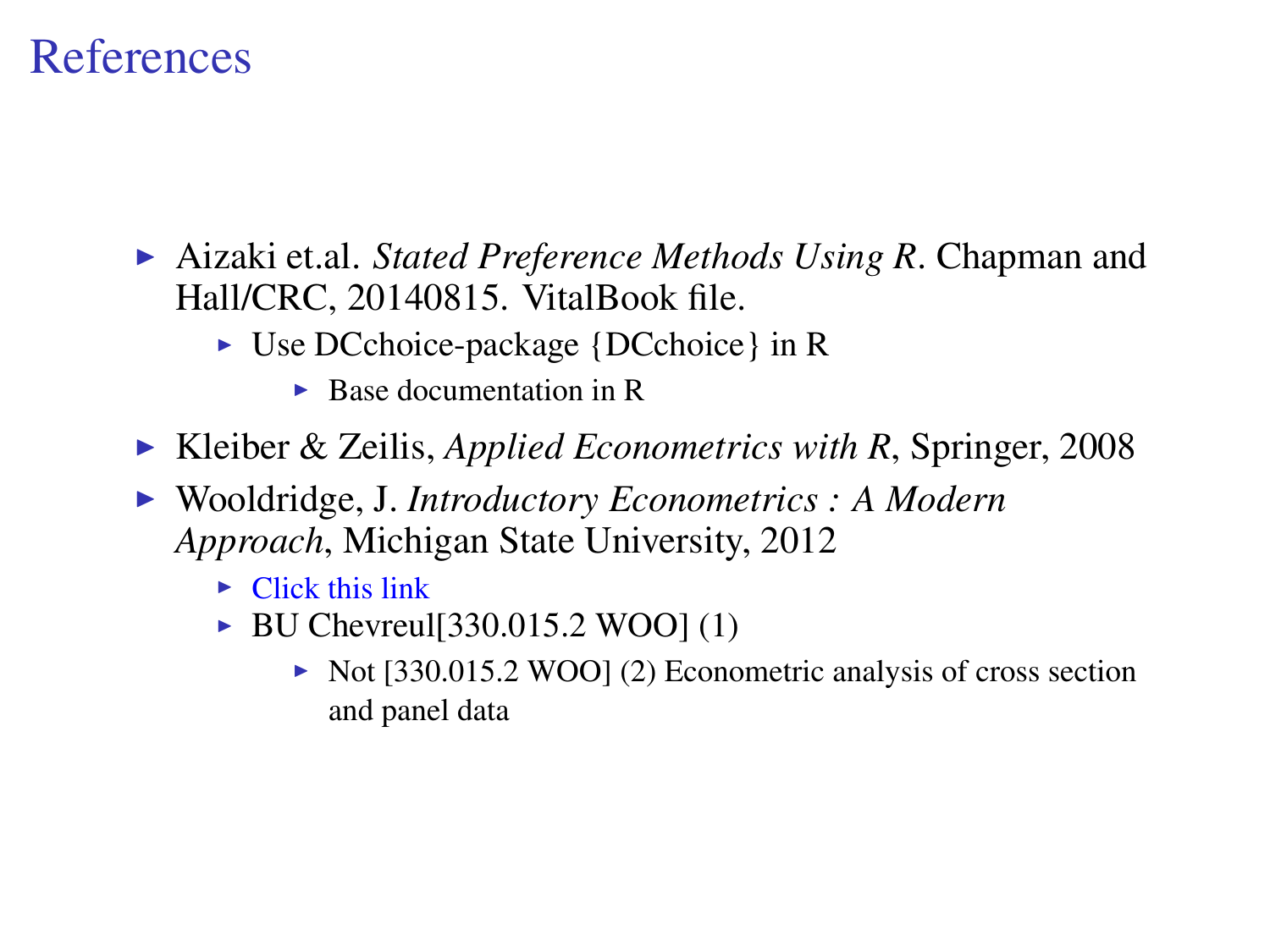# References

- Aizaki et.al. *Stated Preference Methods Using R*. Chapman and Hall/CRC, 20140815. VitalBook file.
  - Use DCchoice-package {DCchoice} in R
    - Base documentation in R
- Kleiber & Zeilis, *Applied Econometrics with R*, Springer, 2008
- Wooldridge, J. *Introductory Econometrics : A Modern Approach*, Michigan State University, 2012
  - Click this link
  - BU Chevreul[330.015.2 WOO] (1)
    - Not [330.015.2 WOO] (2) Econometric analysis of cross section and panel data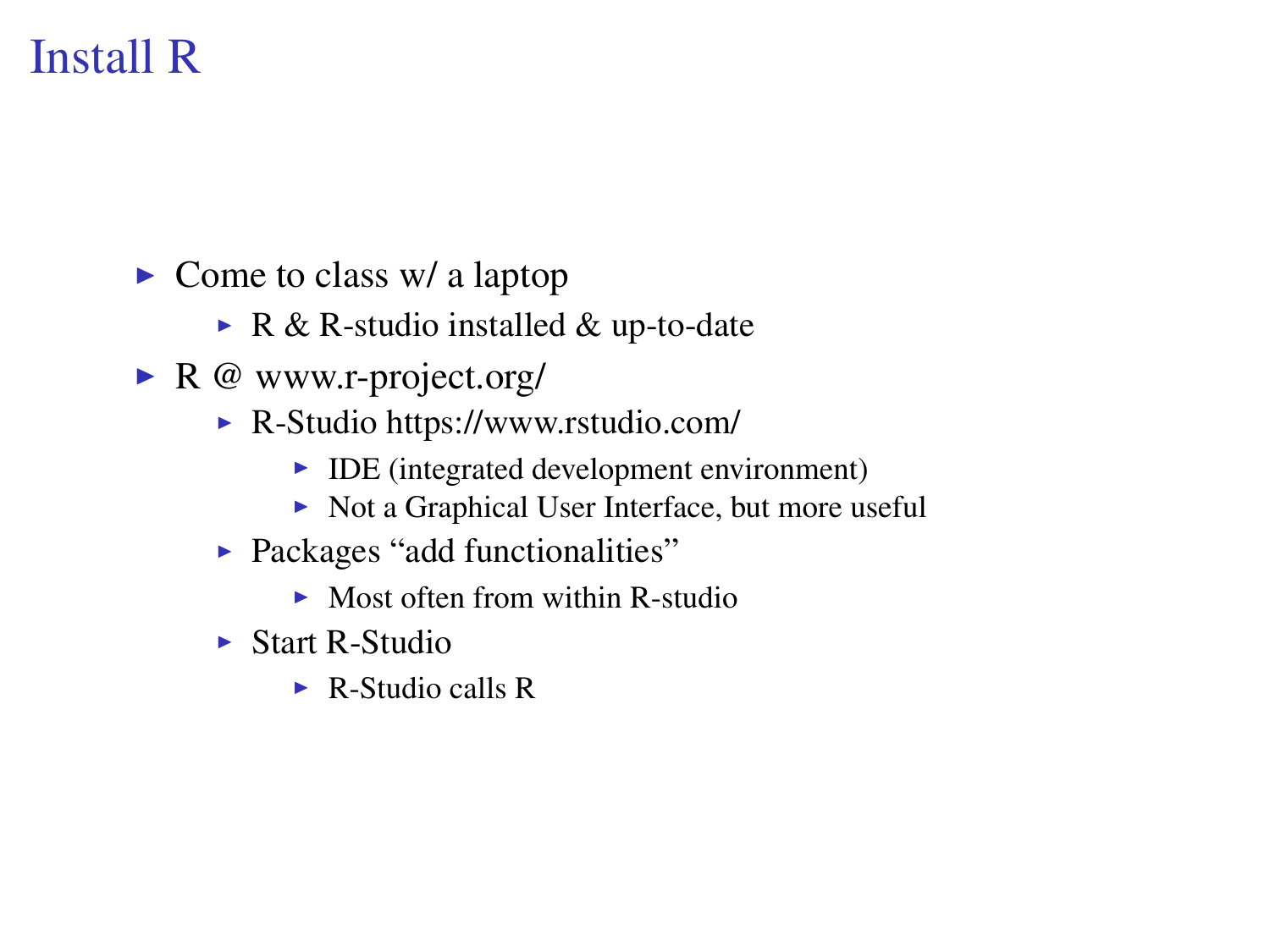# Install R

- Come to class w/ a laptop
  - R & R-studio installed & up-to-date
- R @ www.r-project.org/
  - R-Studio https://www.rstudio.com/
    - IDE (integrated development environment)
    - Not a Graphical User Interface, but more useful
  - Packages “add functionalities”
    - Most often from within R-studio
  - Start R-Studio
    - R-Studio calls R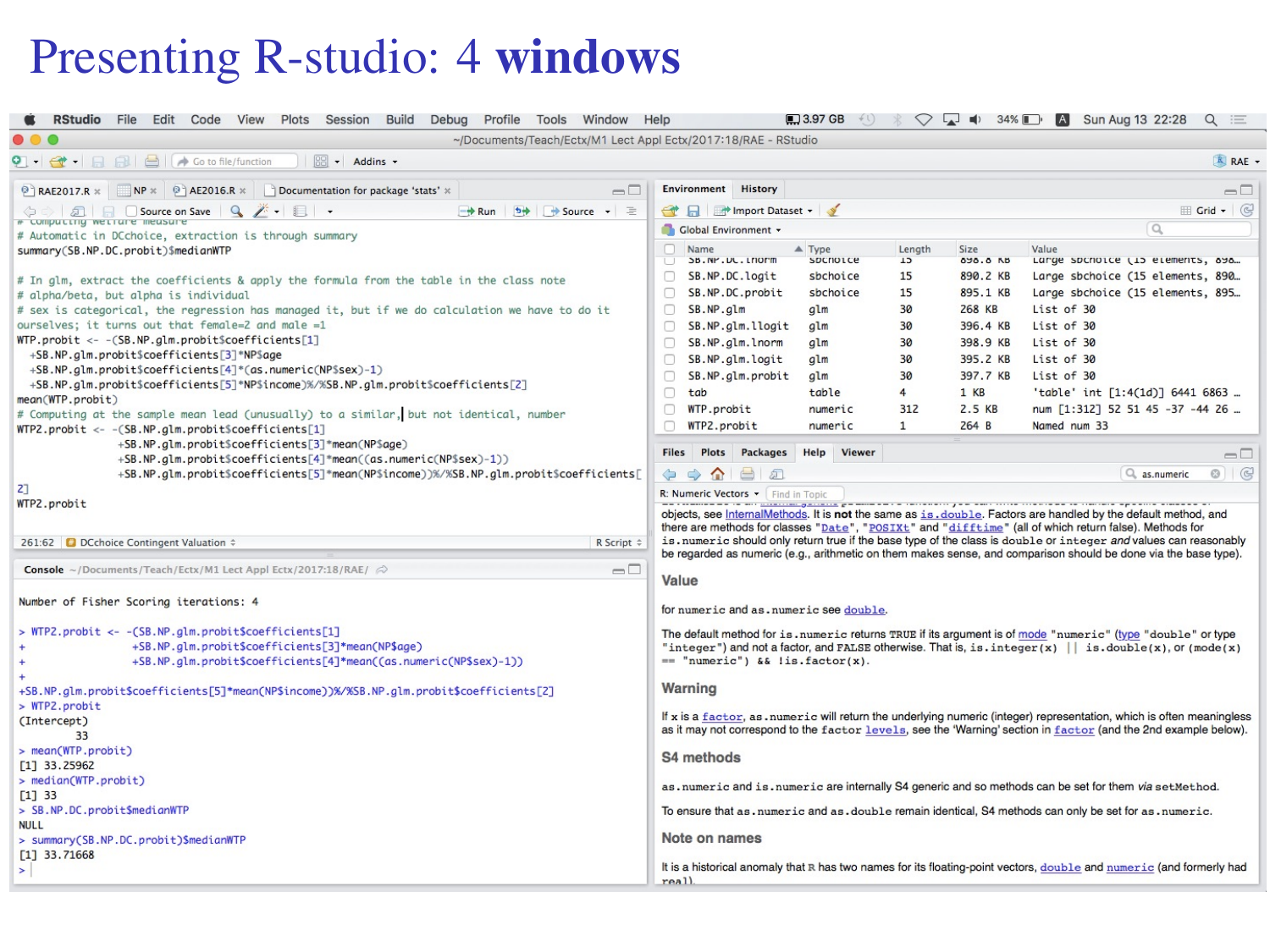# Presenting R-studio: 4 **windows**

```
# computing welfare measure
# Automatic in DCchoice, extraction is through summary
summary(SB.NP.DC.probit)$medianWTP

# In glm, extract the coefficients & apply the formula from the table in the class note
# alpha/beta, but alpha is individual
# sex is categorical, the regression has managed it, but if we do calculation we have to do it
ourselves; it turns out that female=2 and male =1
WTP.probit <- -(SB.NP.glm.probit$coefficients[1]
  +SB.NP.glm.probit$coefficients[3]*NP$age
  +SB.NP.glm.probit$coefficients[4]*(as.numeric(NP$sex)-1)
  +SB.NP.glm.probit$coefficients[5]*NP$income)%/%SB.NP.glm.probit$coefficients[2]
mean(WTP.probit)
# Computing at the sample mean lead (unusually) to a similar, but not identical, number
WTP2.probit <- -(SB.NP.glm.probit$coefficients[1]
               +SB.NP.glm.probit$coefficients[3]*mean(NP$age)
               +SB.NP.glm.probit$coefficients[4]*mean((as.numeric(NP$sex)-1))
               +SB.NP.glm.probit$coefficients[5]*mean(NP$income))%/%SB.NP.glm.probit$coefficients[
2]
WTP2.probit
```

```
Number of Fisher Scoring iterations: 4

> WTP2.probit <- -(SB.NP.glm.probit$coefficients[1]
+                +SB.NP.glm.probit$coefficients[3]*mean(NP$age)
+                +SB.NP.glm.probit$coefficients[4]*mean((as.numeric(NP$sex)-1))
+
+SB.NP.glm.probit$coefficients[5]*mean(NP$income))%/%SB.NP.glm.probit$coefficients[2]
> WTP2.probit
(Intercept)
         33
> mean(WTP.probit)
[1] 33.25962
> median(WTP.probit)
[1] 33
> SB.NP.DC.probit$medianWTP
NULL
> summary(SB.NP.DC.probit)$medianWTP
[1] 33.71668
>
```

| Name | Type | Length | Size | Value |
|---|---|---|---|---|
| SB.NP.DC.lnorm | sbchoice | 15 | 898.8 KB | Large sbchoice (15 elements, 898... |
| SB.NP.DC.logit | sbchoice | 15 | 890.2 KB | Large sbchoice (15 elements, 890... |
| SB.NP.DC.probit | sbchoice | 15 | 895.1 KB | Large sbchoice (15 elements, 895... |
| SB.NP.glm | glm | 30 | 268 KB | List of 30 |
| SB.NP.glm.llogit | glm | 30 | 396.4 KB | List of 30 |
| SB.NP.glm.lnorm | glm | 30 | 398.9 KB | List of 30 |
| SB.NP.glm.logit | glm | 30 | 395.2 KB | List of 30 |
| SB.NP.glm.probit | glm | 30 | 397.7 KB | List of 30 |
| tab | table | 4 | 1 KB | 'table' int [1:4(1d)] 6441 6863 ... |
| WTP.probit | numeric | 312 | 2.5 KB | num [1:312] 52 51 45 -37 -44 26 ... |
| WTP2.probit | numeric | 1 | 264 B | Named num 33 |

R: Numeric Vectors

objects, see InternalMethods. It is **not** the same as `is.double`. Factors are handled by the default method, and there are methods for classes "`Date`", "`POSIXt`" and "`difftime`" (all of which return false). Methods for `is.numeric` should only return true if the base type of the class is `double` or `integer` *and* values can reasonably be regarded as numeric (e.g., arithmetic on them makes sense, and comparison should be done via the base type).

## Value

for `numeric` and `as.numeric` see `double`.

The default method for `is.numeric` returns `TRUE` if its argument is of mode "`numeric`" (type "`double`" or type "`integer`") and not a factor, and `FALSE` otherwise. That is, `is.integer(x) || is.double(x)`, or `(mode(x) == "numeric") && !is.factor(x)`.

## Warning

If `x` is a `factor`, `as.numeric` will return the underlying numeric (integer) representation, which is often meaningless as it may not correspond to the `factor` `levels`, see the 'Warning' section in `factor` (and the 2nd example below).

## S4 methods

`as.numeric` and `is.numeric` are internally S4 generic and so methods can be set for them *via* `setMethod`.

To ensure that `as.numeric` and `as.double` remain identical, S4 methods can only be set for `as.numeric`.

## Note on names

It is a historical anomaly that R has two names for its floating-point vectors, `double` and `numeric` (and formerly had `real`).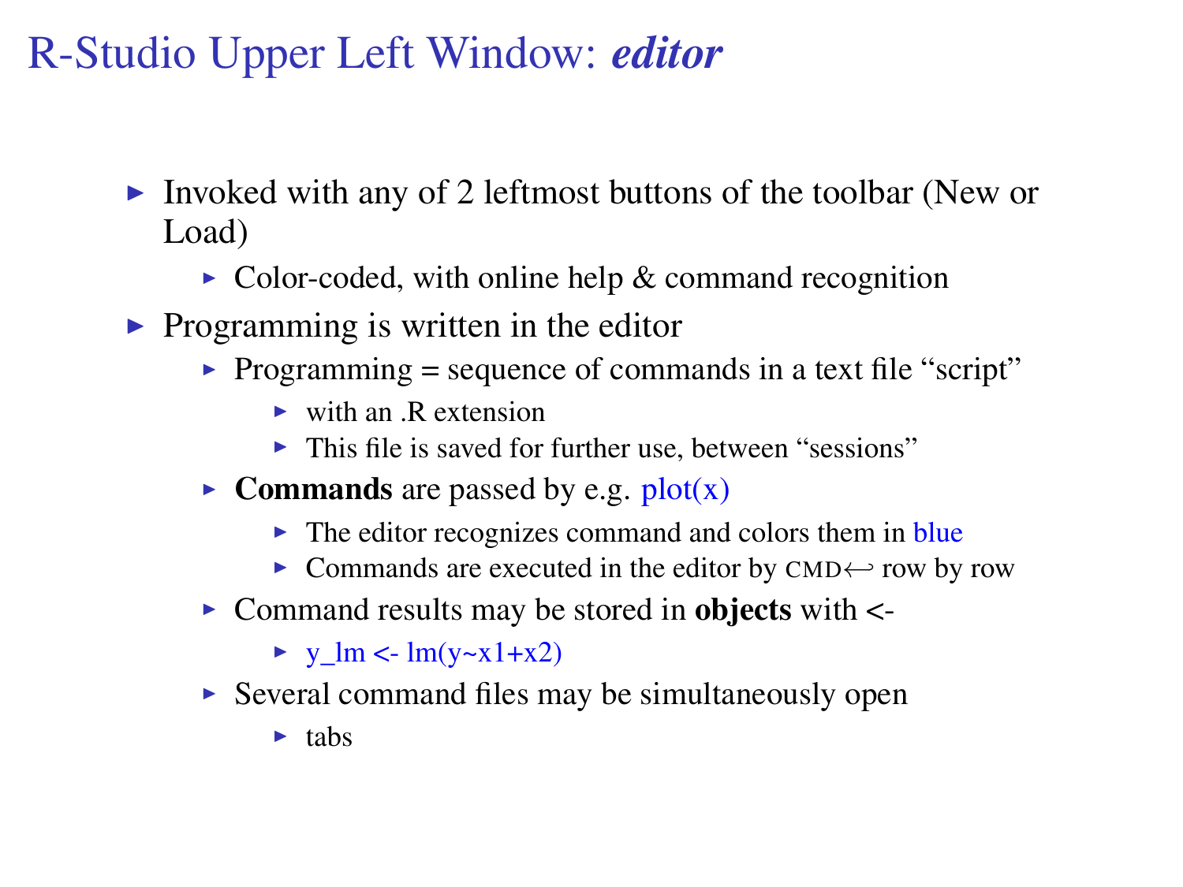# R-Studio Upper Left Window: ***editor***

- Invoked with any of 2 leftmost buttons of the toolbar (New or Load)
  - Color-coded, with online help & command recognition
- Programming is written in the editor
  - Programming = sequence of commands in a text file “script”
    - with an .R extension
    - This file is saved for further use, between “sessions”
  - **Commands** are passed by e.g. `plot(x)`
    - The editor recognizes command and colors them in blue
    - Commands are executed in the editor by CMD⟵ row by row
  - Command results may be stored in **objects** with **<-**
    - `y_lm <- lm(y~x1+x2)`
  - Several command files may be simultaneously open
    - tabs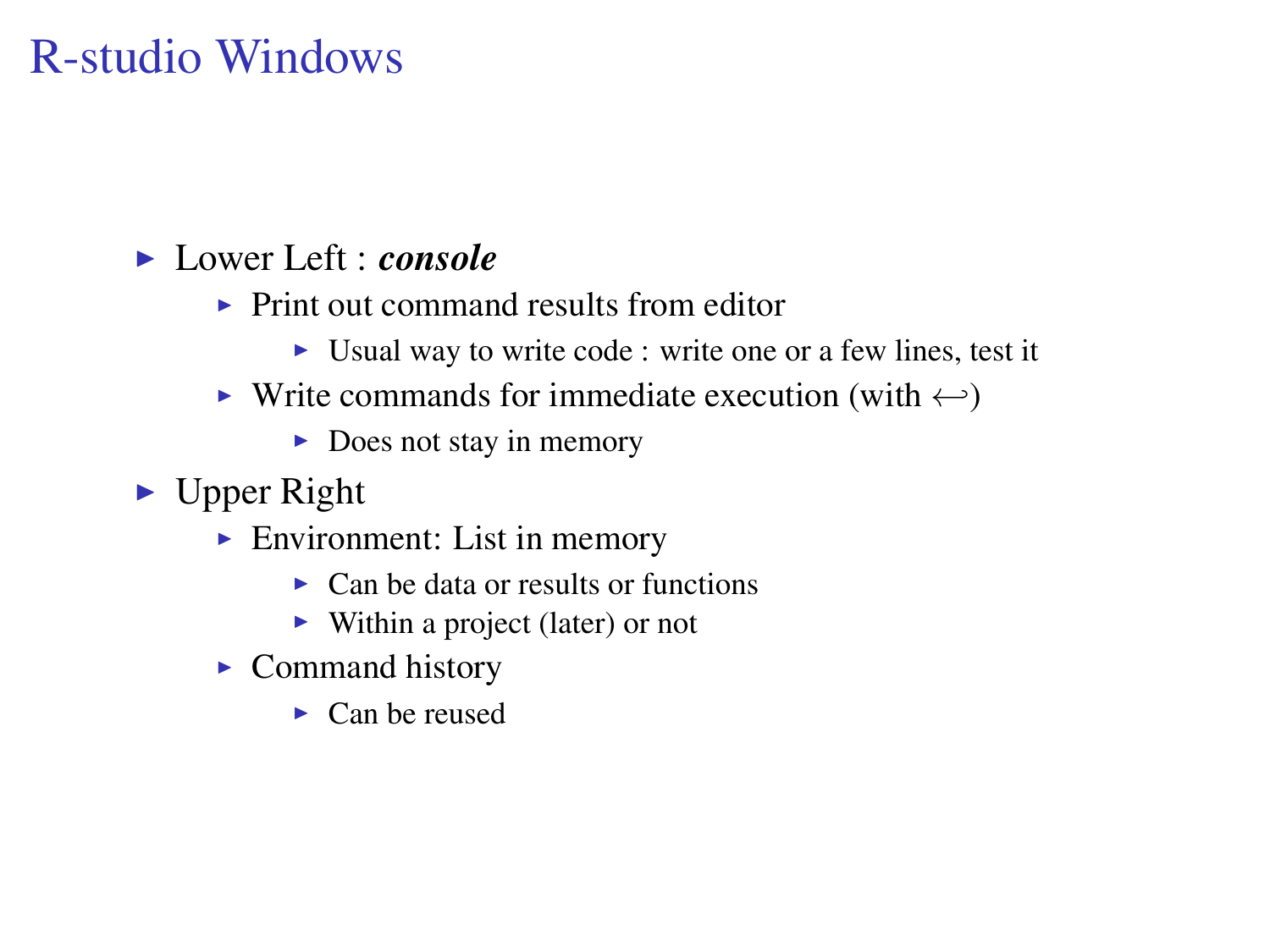# R-studio Windows

- Lower Left : ***console***
  - Print out command results from editor
    - Usual way to write code : write one or a few lines, test it
  - Write commands for immediate execution (with $\hookleftarrow$)
    - Does not stay in memory
- Upper Right
  - Environment: List in memory
    - Can be data or results or functions
    - Within a project (later) or not
  - Command history
    - Can be reused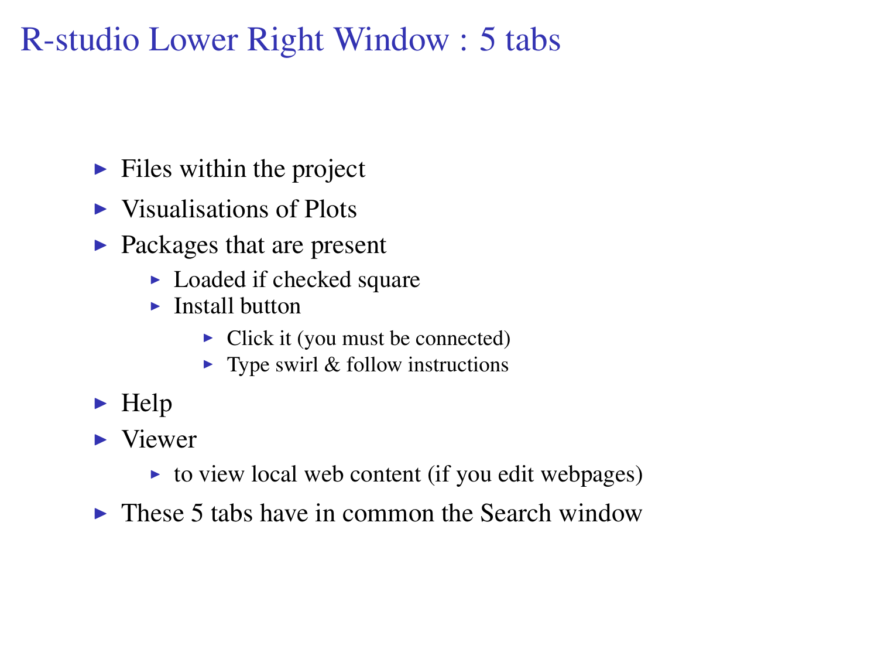# R-studio Lower Right Window : 5 tabs

- Files within the project
- Visualisations of Plots
- Packages that are present
  - Loaded if checked square
  - Install button
    - Click it (you must be connected)
    - Type swirl & follow instructions
- Help
- Viewer
  - to view local web content (if you edit webpages)
- These 5 tabs have in common the Search window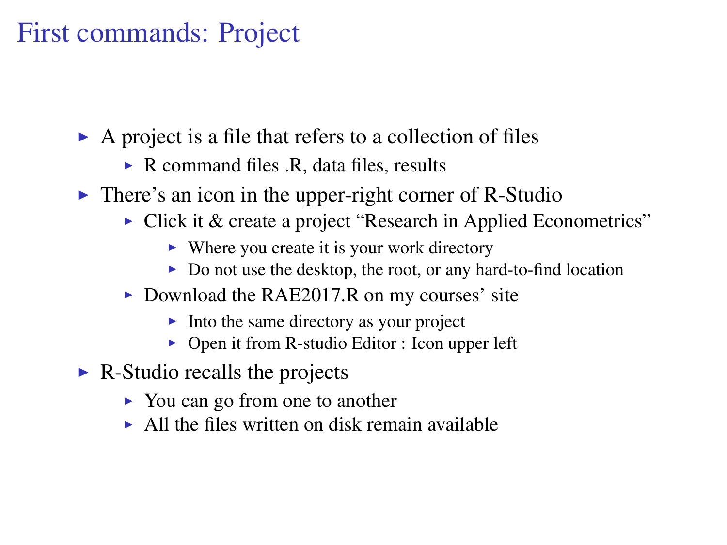# First commands: Project

- A project is a file that refers to a collection of files
  - R command files .R, data files, results
- There's an icon in the upper-right corner of R-Studio
  - Click it & create a project "Research in Applied Econometrics"
    - Where you create it is your work directory
    - Do not use the desktop, the root, or any hard-to-find location
  - Download the RAE2017.R on my courses' site
    - Into the same directory as your project
    - Open it from R-studio Editor : Icon upper left
- R-Studio recalls the projects
  - You can go from one to another
  - All the files written on disk remain available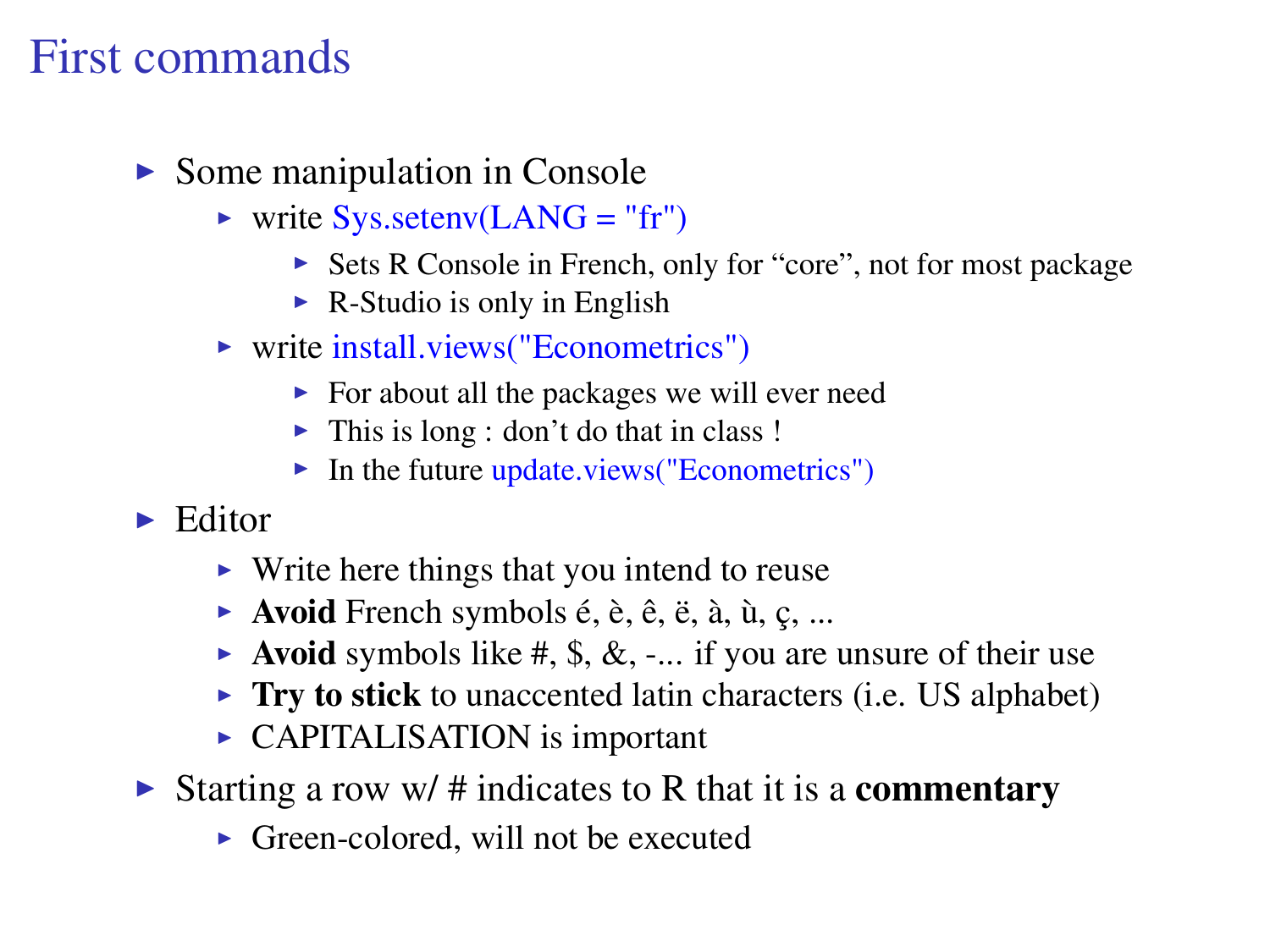# First commands

- Some manipulation in Console
  - write `Sys.setenv(LANG = "fr")`
    - Sets R Console in French, only for “core”, not for most package
    - R-Studio is only in English
  - write `install.views("Econometrics")`
    - For about all the packages we will ever need
    - This is long : don’t do that in class !
    - In the future `update.views("Econometrics")`
- Editor
  - Write here things that you intend to reuse
  - **Avoid** French symbols é, è, ê, ë, à, ù, ç, ...
  - **Avoid** symbols like #, $, &, -... if you are unsure of their use
  - **Try to stick** to unaccented latin characters (i.e. US alphabet)
  - CAPITALISATION is important
- Starting a row w/ # indicates to R that it is a **commentary**
  - Green-colored, will not be executed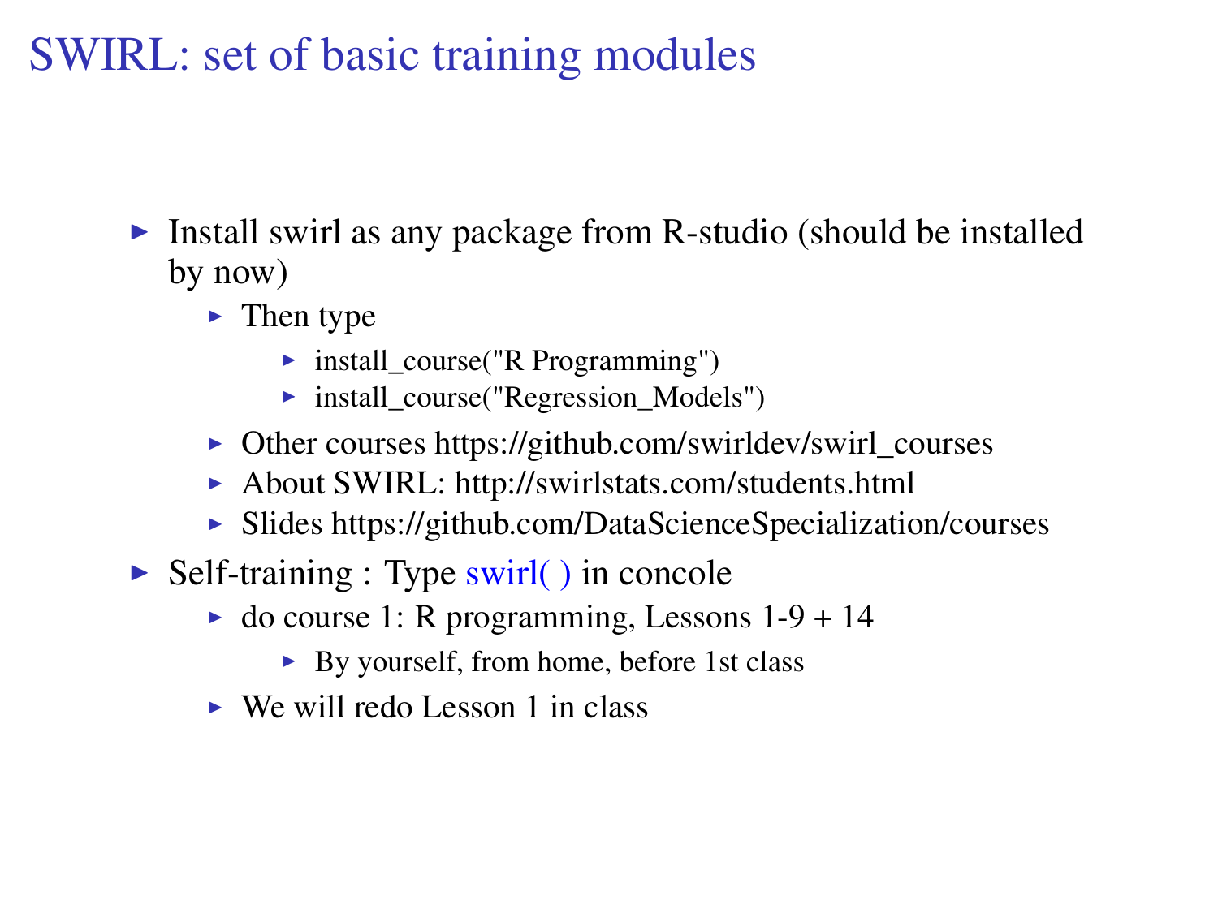# SWIRL: set of basic training modules

- Install swirl as any package from R-studio (should be installed by now)
  - Then type
    - install_course("R Programming")
    - install_course("Regression_Models")
  - Other courses https://github.com/swirldev/swirl_courses
  - About SWIRL: http://swirlstats.com/students.html
  - Slides https://github.com/DataScienceSpecialization/courses
- Self-training : Type swirl( ) in concole
  - do course 1: R programming, Lessons 1-9 + 14
    - By yourself, from home, before 1st class
  - We will redo Lesson 1 in class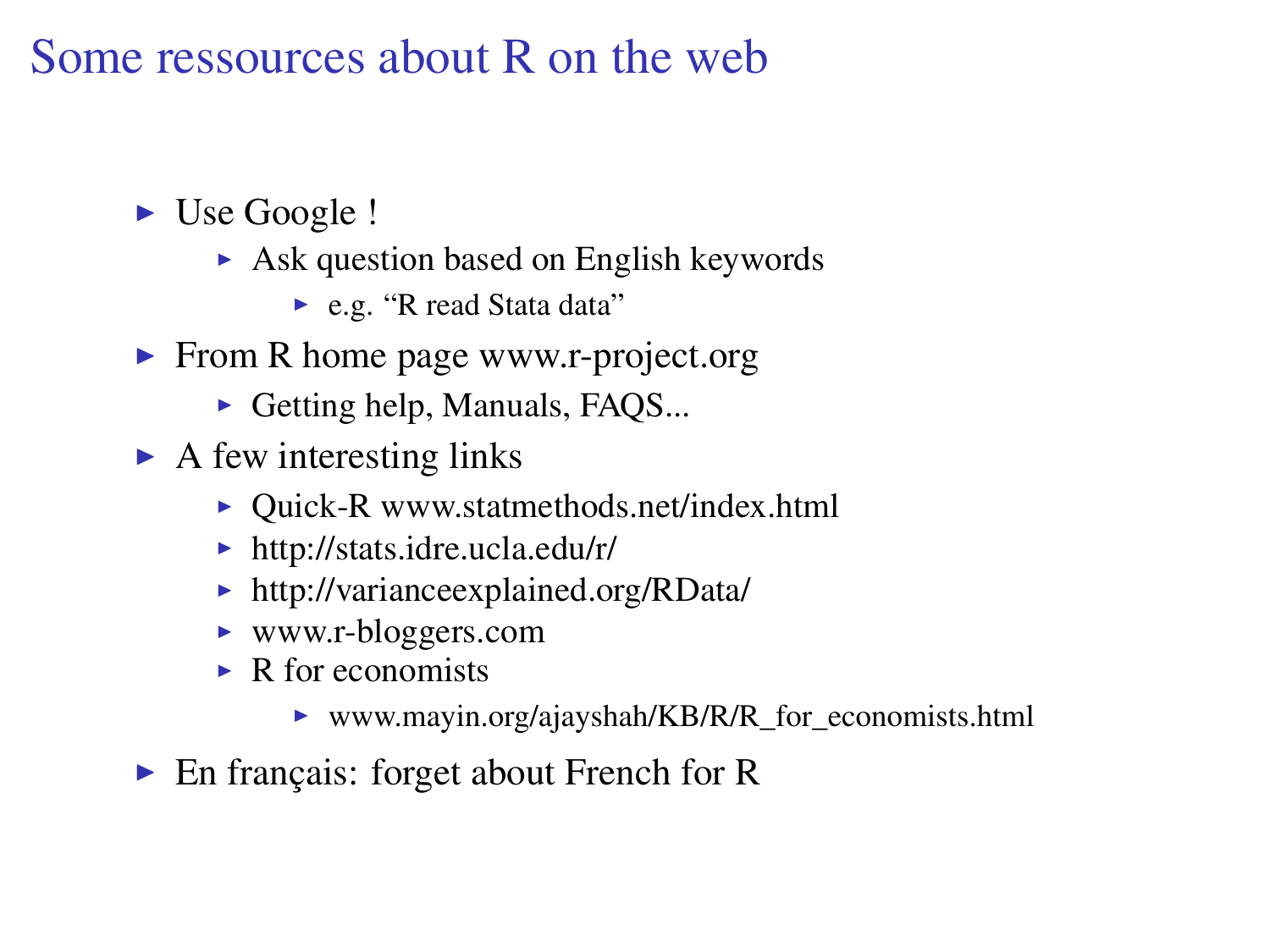# Some ressources about R on the web

- Use Google !
  - Ask question based on English keywords
    - e.g. "R read Stata data"
- From R home page www.r-project.org
  - Getting help, Manuals, FAQS...
- A few interesting links
  - Quick-R www.statmethods.net/index.html
  - http://stats.idre.ucla.edu/r/
  - http://varianceexplained.org/RData/
  - www.r-bloggers.com
  - R for economists
    - www.mayin.org/ajayshah/KB/R/R_for_economists.html
- En français: forget about French for R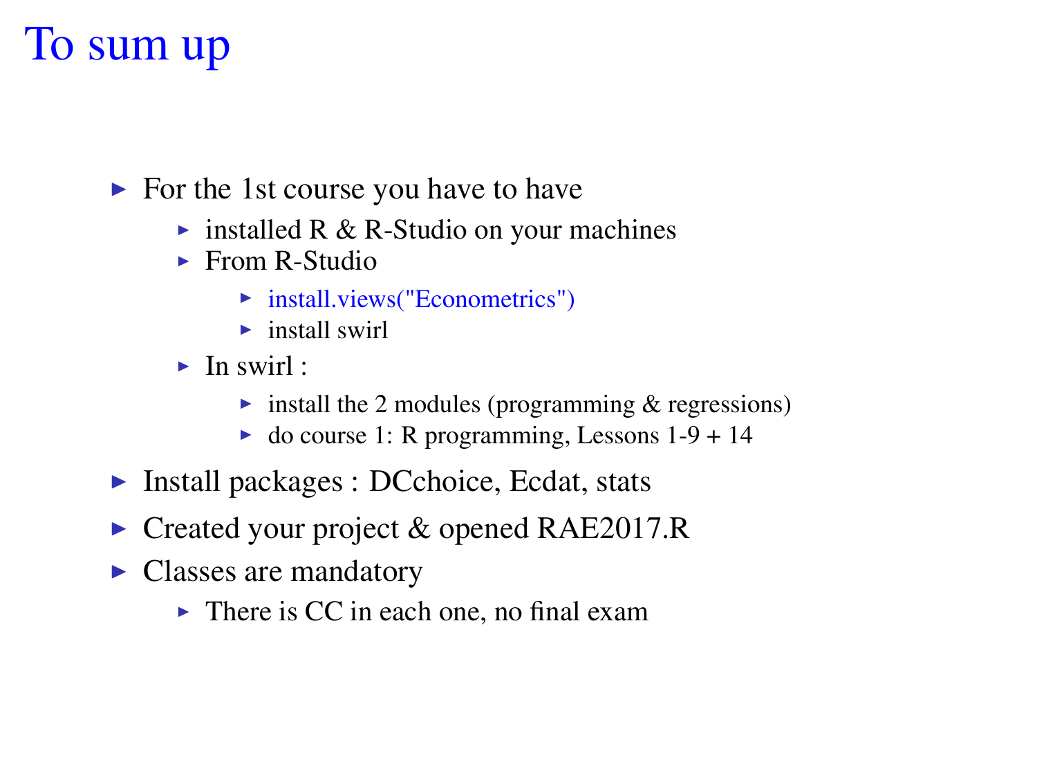# To sum up

- For the 1st course you have to have
  - installed R & R-Studio on your machines
  - From R-Studio
    - install.views("Econometrics")
    - install swirl
  - In swirl :
    - install the 2 modules (programming & regressions)
    - do course 1: R programming, Lessons 1-9 + 14
- Install packages : DCchoice, Ecdat, stats
- Created your project & opened RAE2017.R
- Classes are mandatory
  - There is CC in each one, no final exam